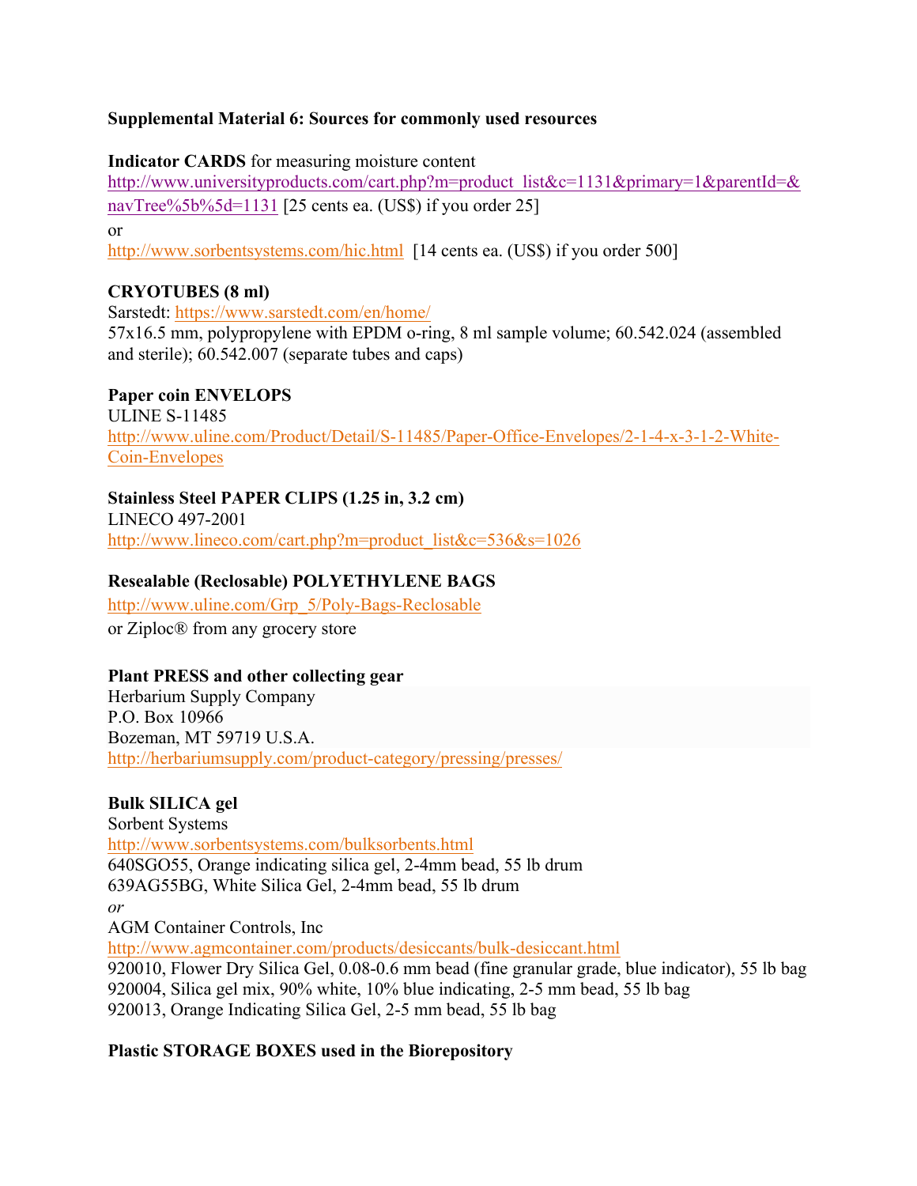**Supplemental Material 6: Sources for commonly used resources**

**Indicator CARDS** for measuring moisture content
http://www.universityproducts.com/cart.php?m=product_list&c=1131&primary=1&parentId=&navTree%5b%5d=1131 [25 cents ea. (US$) if you order 25]
or
http://www.sorbentsystems.com/hic.html [14 cents ea. (US$) if you order 500]

**CRYOTUBES (8 ml)**
Sarstedt: https://www.sarstedt.com/en/home/
57x16.5 mm, polypropylene with EPDM o-ring, 8 ml sample volume; 60.542.024 (assembled and sterile); 60.542.007 (separate tubes and caps)

**Paper coin ENVELOPS**
ULINE S-11485
http://www.uline.com/Product/Detail/S-11485/Paper-Office-Envelopes/2-1-4-x-3-1-2-White-Coin-Envelopes

**Stainless Steel PAPER CLIPS (1.25 in, 3.2 cm)**
LINECO 497-2001
http://www.lineco.com/cart.php?m=product_list&c=536&s=1026

**Resealable (Reclosable) POLYETHYLENE BAGS**
http://www.uline.com/Grp_5/Poly-Bags-Reclosable
or Ziploc® from any grocery store

**Plant PRESS and other collecting gear**
Herbarium Supply Company
P.O. Box 10966
Bozeman, MT 59719 U.S.A.
http://herbariumsupply.com/product-category/pressing/presses/

**Bulk SILICA gel**
Sorbent Systems
http://www.sorbentsystems.com/bulksorbents.html
640SGO55, Orange indicating silica gel, 2-4mm bead, 55 lb drum
639AG55BG, White Silica Gel, 2-4mm bead, 55 lb drum
*or*
AGM Container Controls, Inc
http://www.agmcontainer.com/products/desiccants/bulk-desiccant.html
920010, Flower Dry Silica Gel, 0.08-0.6 mm bead (fine granular grade, blue indicator), 55 lb bag
920004, Silica gel mix, 90% white, 10% blue indicating, 2-5 mm bead, 55 lb bag
920013, Orange Indicating Silica Gel, 2-5 mm bead, 55 lb bag

**Plastic STORAGE BOXES used in the Biorepository**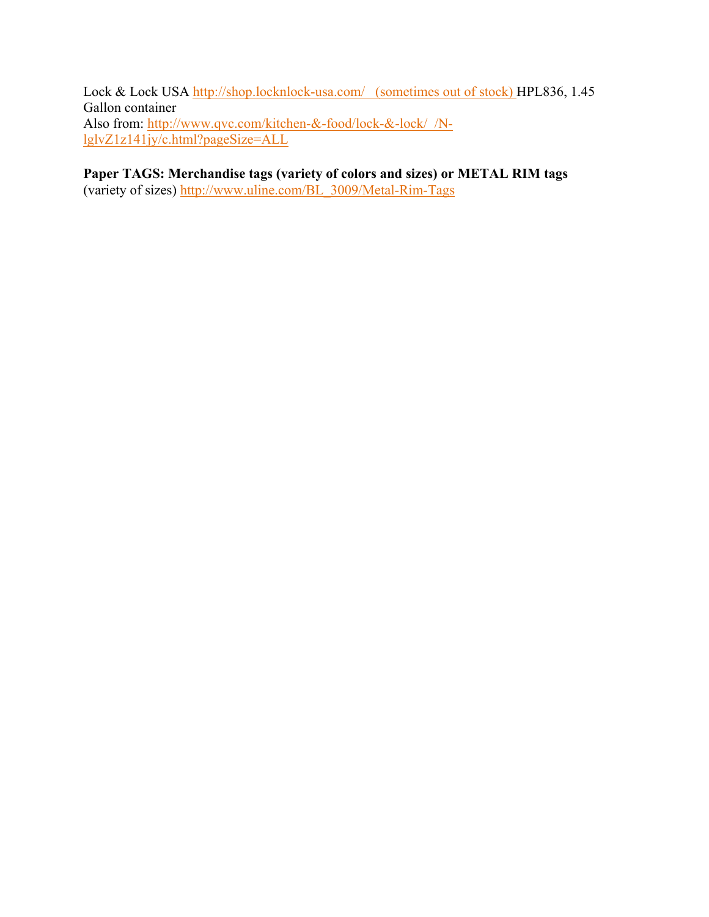Lock & Lock USA http://shop.locknlock-usa.com/ (sometimes out of stock) HPL836, 1.45 Gallon container
Also from: http://www.qvc.com/kitchen-&-food/lock-&-lock/_/N-lglvZ1z141jy/c.html?pageSize=ALL

**Paper TAGS: Merchandise tags (variety of colors and sizes) or METAL RIM tags** (variety of sizes) http://www.uline.com/BL_3009/Metal-Rim-Tags